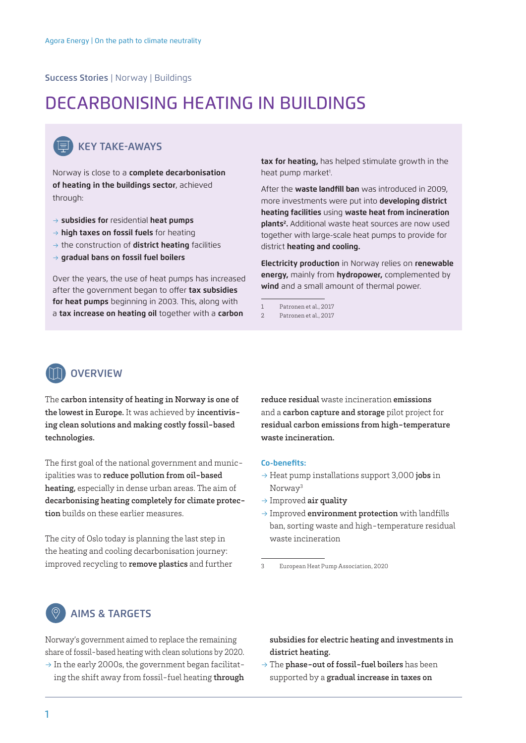Success Stories | Norway | Buildings

# DECARBONISING HEATING IN BUILDINGS

## KEY TAKE-AWAYS

Norway is close to a **complete decarbonisation of heating in the buildings sector**, achieved through:

- → **subsidies for** residential **heat pumps**
- → **high taxes on fossil fuels** for heating
- → the construction of **district heating** facilities
- → **gradual bans on fossil fuel boilers**

Over the years, the use of heat pumps has increased after the government began to offer **tax subsidies for heat pumps** beginning in 2003. This, along with a **tax increase on heating oil** together with a **carbon tax for heating,** has helped stimulate growth in the heat pump market[1].

After the **waste landfill ban** was introduced in 2009, more investments were put into **developing district heating facilities** using **waste heat from incineration plants[2].** Additional waste heat sources are now used together with large-scale heat pumps to provide for district **heating and cooling.**

**Electricity production** in Norway relies on **renewable energy,** mainly from **hydropower,** complemented by **wind** and a small amount of thermal power.

1 Patronen et al., 2017
2 Patronen et al., 2017

## OVERVIEW

The **carbon intensity of heating in Norway is one of the lowest in Europe.** It was achieved by **incentivising clean solutions and making costly fossil-based technologies.**

The first goal of the national government and municipalities was to **reduce pollution from oil-based heating,** especially in dense urban areas. The aim of **decarbonising heating completely for climate protection** builds on these earlier measures.

The city of Oslo today is planning the last step in the heating and cooling decarbonisation journey: improved recycling to **remove plastics** and further **reduce residual** waste incineration **emissions** and a **carbon capture and storage** pilot project for **residual carbon emissions from high-temperature waste incineration.**

**Co-benefits:**

- → Heat pump installations support 3,000 **jobs** in Norway[3]
- → Improved **air quality**
- → Improved **environment protection** with landfills ban, sorting waste and high-temperature residual waste incineration

3 European Heat Pump Association, 2020

## AIMS & TARGETS

Norway's government aimed to replace the remaining share of fossil-based heating with clean solutions by 2020.

- → In the early 2000s, the government began facilitating the shift away from fossil-fuel heating **through subsidies for electric heating and investments in district heating.**
- → The **phase-out of fossil-fuel boilers** has been supported by a **gradual increase in taxes on**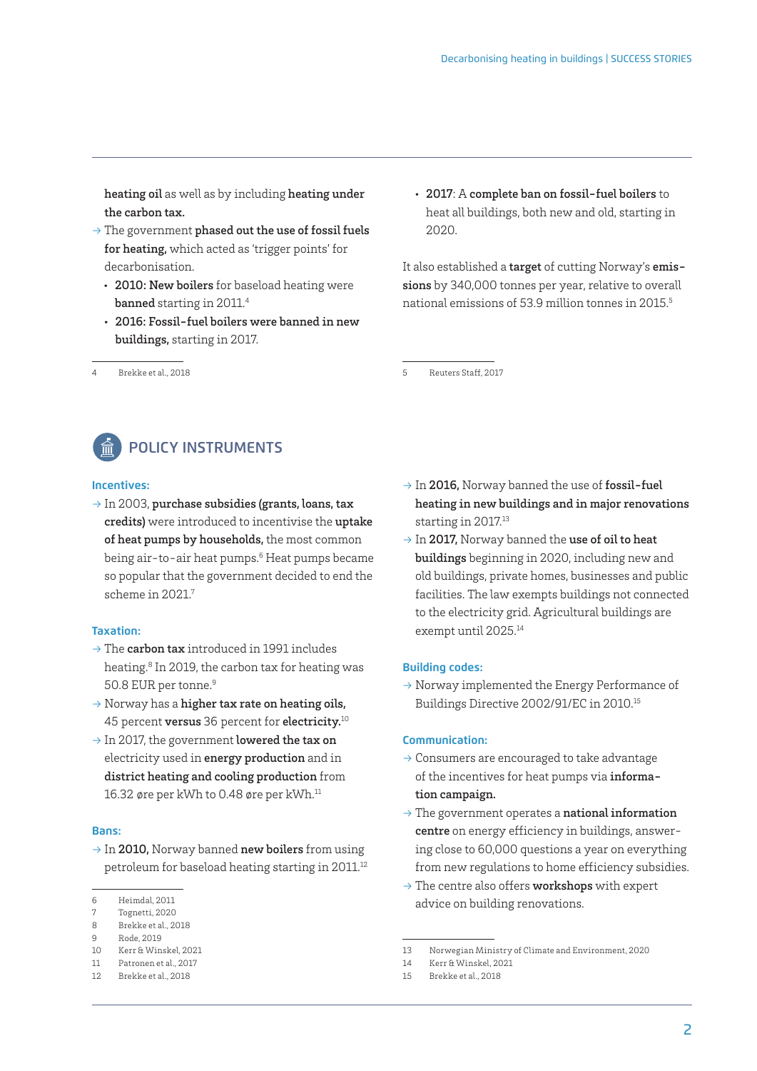**heating oil** as well as by including **heating under the carbon tax.**

→ The government **phased out the use of fossil fuels for heating,** which acted as 'trigger points' for decarbonisation.

- **2010: New boilers** for baseload heating were **banned** starting in 2011.[4]
- **2016: Fossil-fuel boilers were banned in new buildings,** starting in 2017.
- **2017**: A **complete ban on fossil-fuel boilers** to heat all buildings, both new and old, starting in 2020.

It also established a **target** of cutting Norway's **emissions** by 340,000 tonnes per year, relative to overall national emissions of 53.9 million tonnes in 2015.[5]

4 Brekke et al., 2018

5 Reuters Staff, 2017

## POLICY INSTRUMENTS

### Incentives:

→ In 2003, **purchase subsidies (grants, loans, tax credits)** were introduced to incentivise the **uptake of heat pumps by households,** the most common being air-to-air heat pumps.[6] Heat pumps became so popular that the government decided to end the scheme in 2021.[7]

### Taxation:

→ The **carbon tax** introduced in 1991 includes heating.[8] In 2019, the carbon tax for heating was 50.8 EUR per tonne.[9]

→ Norway has a **higher tax rate on heating oils,** 45 percent **versus** 36 percent for **electricity.**[10]

→ In 2017, the government **lowered the tax on** electricity used in **energy production** and in **district heating and cooling production** from 16.32 øre per kWh to 0.48 øre per kWh.[11]

### Bans:

→ In **2010,** Norway banned **new boilers** from using petroleum for baseload heating starting in 2011.[12]

→ In **2016,** Norway banned the use of **fossil-fuel heating in new buildings and in major renovations** starting in 2017.[13]

→ In **2017,** Norway banned the **use of oil to heat buildings** beginning in 2020, including new and old buildings, private homes, businesses and public facilities. The law exempts buildings not connected to the electricity grid. Agricultural buildings are exempt until 2025.[14]

### Building codes:

→ Norway implemented the Energy Performance of Buildings Directive 2002/91/EC in 2010.[15]

### Communication:

→ Consumers are encouraged to take advantage of the incentives for heat pumps via **information campaign.**

→ The government operates a **national information centre** on energy efficiency in buildings, answering close to 60,000 questions a year on everything from new regulations to home efficiency subsidies.

→ The centre also offers **workshops** with expert advice on building renovations.

6 Heimdal, 2011
7 Tognetti, 2020
8 Brekke et al., 2018
9 Rode, 2019
10 Kerr & Winskel, 2021
11 Patronen et al., 2017
12 Brekke et al., 2018
13 Norwegian Ministry of Climate and Environment, 2020
14 Kerr & Winskel, 2021
15 Brekke et al., 2018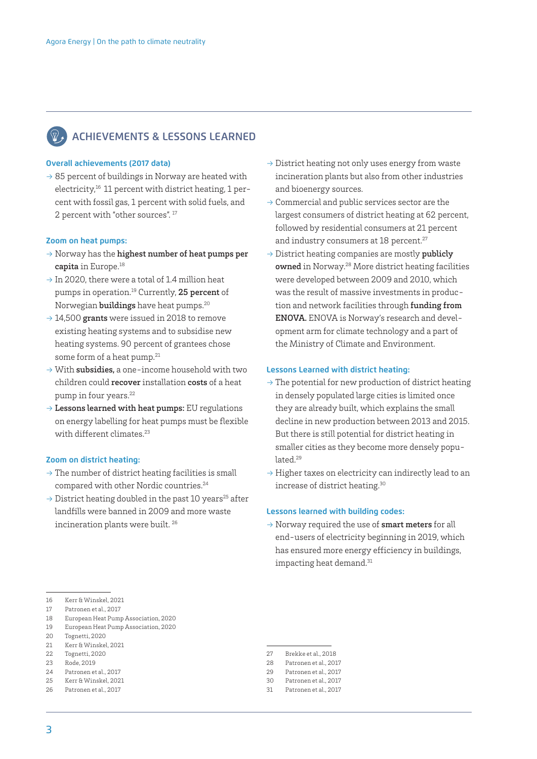## ACHIEVEMENTS & LESSONS LEARNED

**Overall achievements (2017 data)**

→ 85 percent of buildings in Norway are heated with electricity,[16] 11 percent with district heating, 1 percent with fossil gas, 1 percent with solid fuels, and 2 percent with "other sources". [17]

**Zoom on heat pumps:**

→ Norway has the **highest number of heat pumps per capita** in Europe.[18]

→ In 2020, there were a total of 1.4 million heat pumps in operation.[19] Currently, **25 percent** of Norwegian **buildings** have heat pumps.[20]

→ 14,500 **grants** were issued in 2018 to remove existing heating systems and to subsidise new heating systems. 90 percent of grantees chose some form of a heat pump.[21]

→ With **subsidies,** a one-income household with two children could **recover** installation **costs** of a heat pump in four years.[22]

→ **Lessons learned with heat pumps:** EU regulations on energy labelling for heat pumps must be flexible with different climates.[23]

**Zoom on district heating:**

→ The number of district heating facilities is small compared with other Nordic countries.[24]

→ District heating doubled in the past 10 years[25] after landfills were banned in 2009 and more waste incineration plants were built. [26]

→ District heating not only uses energy from waste incineration plants but also from other industries and bioenergy sources.

→ Commercial and public services sector are the largest consumers of district heating at 62 percent, followed by residential consumers at 21 percent and industry consumers at 18 percent.[27]

→ District heating companies are mostly **publicly owned** in Norway.[28] More district heating facilities were developed between 2009 and 2010, which was the result of massive investments in production and network facilities through **funding from ENOVA.** ENOVA is Norway's research and development arm for climate technology and a part of the Ministry of Climate and Environment.

**Lessons Learned with district heating:**

→ The potential for new production of district heating in densely populated large cities is limited once they are already built, which explains the small decline in new production between 2013 and 2015. But there is still potential for district heating in smaller cities as they become more densely populated.[29]

→ Higher taxes on electricity can indirectly lead to an increase of district heating.[30]

**Lessons learned with building codes:**

→ Norway required the use of **smart meters** for all end-users of electricity beginning in 2019, which has ensured more energy efficiency in buildings, impacting heat demand.[31]

---

16 Kerr & Winskel, 2021
17 Patronen et al., 2017
18 European Heat Pump Association, 2020
19 European Heat Pump Association, 2020
20 Tognetti, 2020
21 Kerr & Winskel, 2021
22 Tognetti, 2020
23 Rode, 2019
24 Patronen et al., 2017
25 Kerr & Winskel, 2021
26 Patronen et al., 2017
27 Brekke et al., 2018
28 Patronen et al., 2017
29 Patronen et al., 2017
30 Patronen et al., 2017
31 Patronen et al., 2017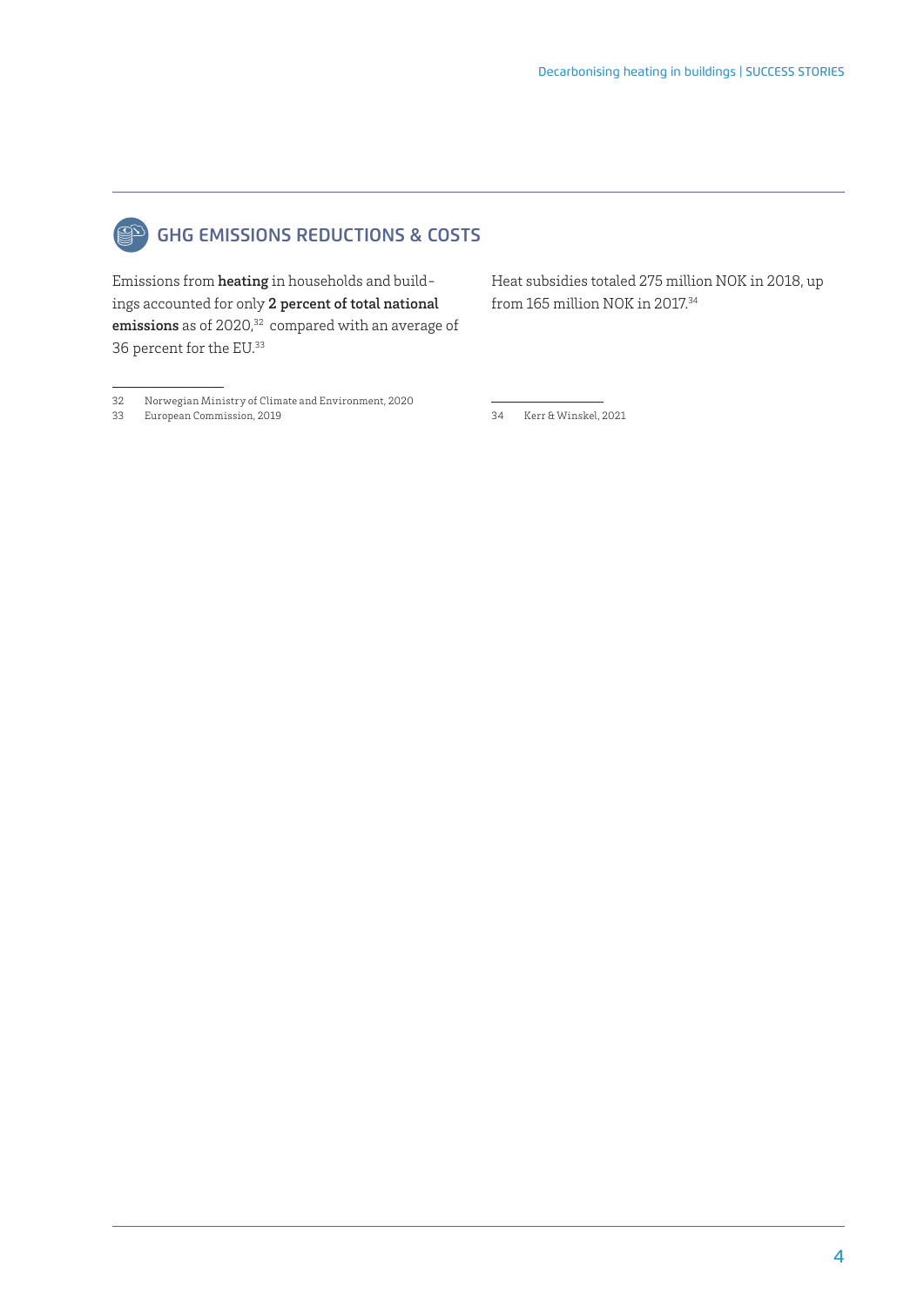## GHG EMISSIONS REDUCTIONS & COSTS

Emissions from **heating** in households and buildings accounted for only **2 percent of total national emissions** as of 2020,[32] compared with an average of 36 percent for the EU.[33]

Heat subsidies totaled 275 million NOK in 2018, up from 165 million NOK in 2017.[34]

32 Norwegian Ministry of Climate and Environment, 2020

33 European Commission, 2019

34 Kerr & Winskel, 2021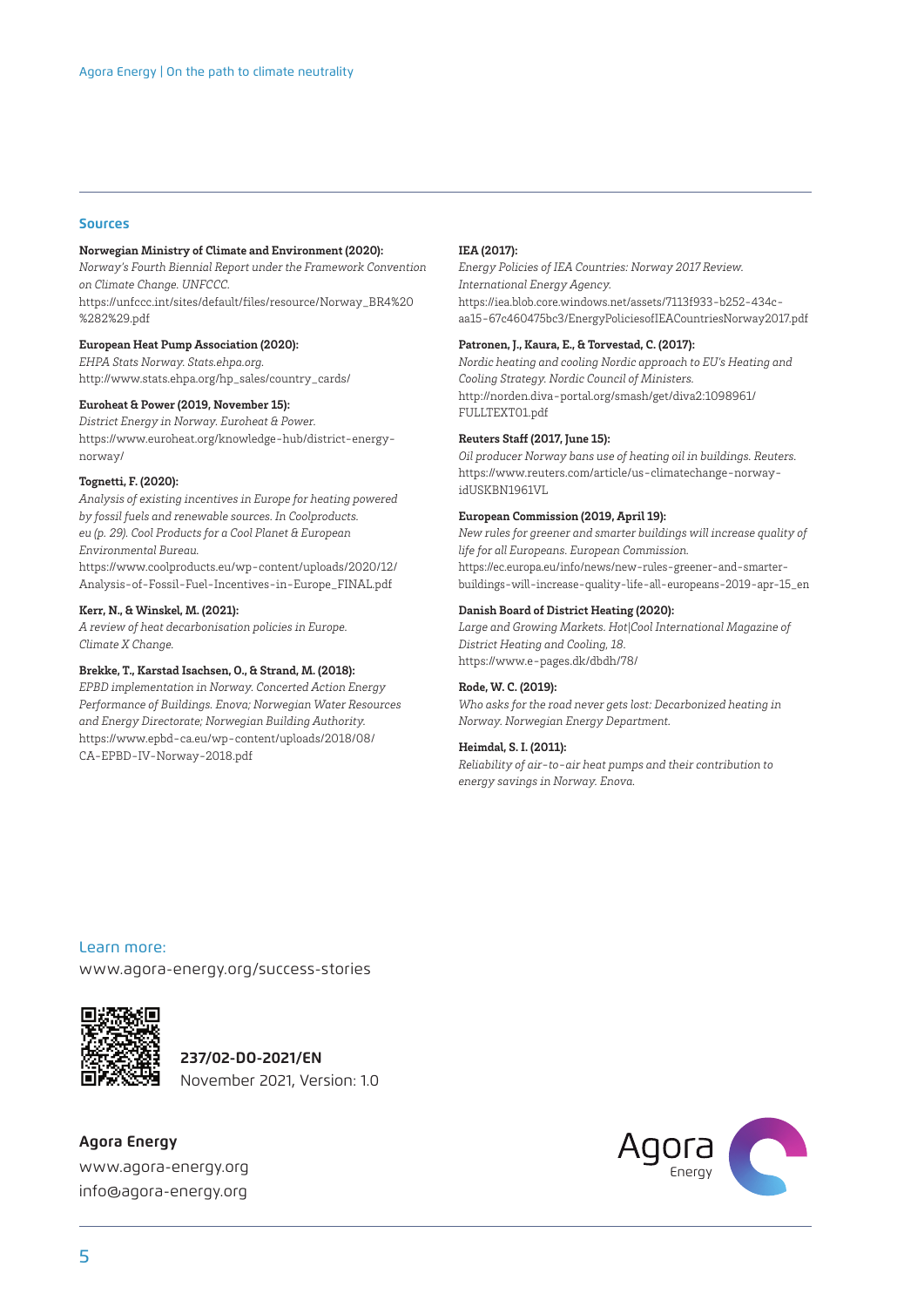## Sources

**Norwegian Ministry of Climate and Environment (2020):**
*Norway's Fourth Biennial Report under the Framework Convention on Climate Change. UNFCCC.*
https://unfccc.int/sites/default/files/resource/Norway_BR4%20%282%29.pdf

**European Heat Pump Association (2020):**
*EHPA Stats Norway. Stats.ehpa.org.*
http://www.stats.ehpa.org/hp_sales/country_cards/

**Euroheat & Power (2019, November 15):**
*District Energy in Norway. Euroheat & Power.*
https://www.euroheat.org/knowledge-hub/district-energy-norway/

**Tognetti, F. (2020):**
*Analysis of existing incentives in Europe for heating powered by fossil fuels and renewable sources. In Coolproducts.eu (p. 29). Cool Products for a Cool Planet & European Environmental Bureau.*
https://www.coolproducts.eu/wp-content/uploads/2020/12/Analysis-of-Fossil-Fuel-Incentives-in-Europe_FINAL.pdf

**Kerr, N., & Winskel, M. (2021):**
*A review of heat decarbonisation policies in Europe. Climate X Change.*

**Brekke, T., Karstad Isachsen, O., & Strand, M. (2018):**
*EPBD implementation in Norway. Concerted Action Energy Performance of Buildings. Enova; Norwegian Water Resources and Energy Directorate; Norwegian Building Authority.*
https://www.epbd-ca.eu/wp-content/uploads/2018/08/CA-EPBD-IV-Norway-2018.pdf

**IEA (2017):**
*Energy Policies of IEA Countries: Norway 2017 Review. International Energy Agency.*
https://iea.blob.core.windows.net/assets/7113f933-b252-434c-aa15-67c460475bc3/EnergyPoliciesofIEACountriesNorway2017.pdf

**Patronen, J., Kaura, E., & Torvestad, C. (2017):**
*Nordic heating and cooling Nordic approach to EU's Heating and Cooling Strategy. Nordic Council of Ministers.*
http://norden.diva-portal.org/smash/get/diva2:1098961/FULLTEXT01.pdf

**Reuters Staff (2017, June 15):**
*Oil producer Norway bans use of heating oil in buildings. Reuters.*
https://www.reuters.com/article/us-climatechange-norway-idUSKBN1961VL

**European Commission (2019, April 19):**
*New rules for greener and smarter buildings will increase quality of life for all Europeans. European Commission.*
https://ec.europa.eu/info/news/new-rules-greener-and-smarter-buildings-will-increase-quality-life-all-europeans-2019-apr-15_en

**Danish Board of District Heating (2020):**
*Large and Growing Markets. Hot|Cool International Magazine of District Heating and Cooling, 18.*
https://www.e-pages.dk/dbdh/78/

**Rode, W. C. (2019):**
*Who asks for the road never gets lost: Decarbonized heating in Norway. Norwegian Energy Department.*

**Heimdal, S. I. (2011):**
*Reliability of air-to-air heat pumps and their contribution to energy savings in Norway. Enova.*

Learn more:
www.agora-energy.org/success-stories

**237/02-DO-2021/EN**
November 2021, Version: 1.0

**Agora Energy**
www.agora-energy.org
info@agora-energy.org